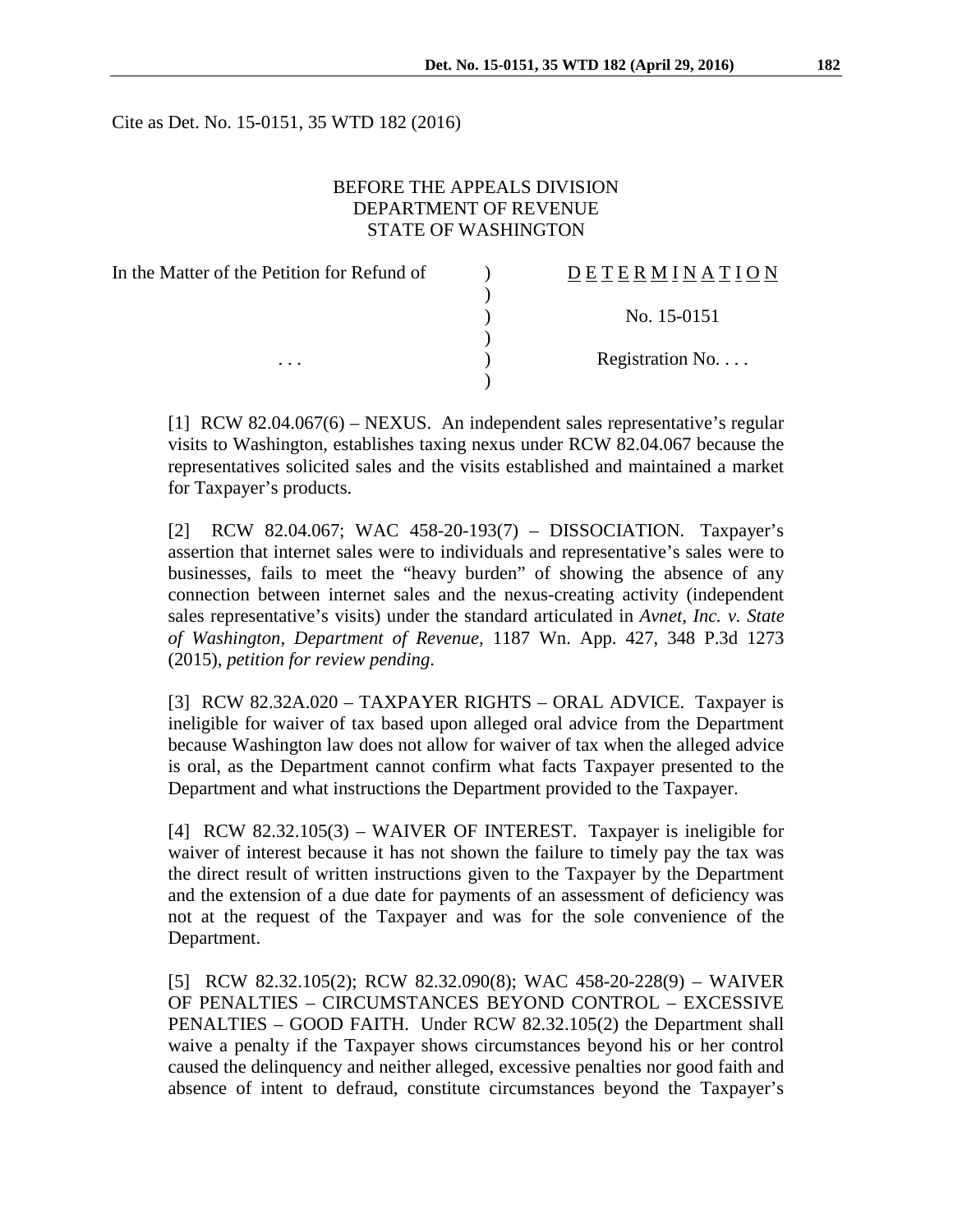Cite as Det. No. 15-0151, 35 WTD 182 (2016)

BEFORE THE APPEALS DIVISION
DEPARTMENT OF REVENUE
STATE OF WASHINGTON

| In the Matter of the Petition for Refund of | ) | D E T E R M I N A T I O N |
|---|---|---|
| | ) | |
| | ) | No. 15-0151 |
| | ) | |
| . . . | ) | Registration No. . . . |
| | ) | |

[1] RCW 82.04.067(6) – NEXUS. An independent sales representative's regular visits to Washington, establishes taxing nexus under RCW 82.04.067 because the representatives solicited sales and the visits established and maintained a market for Taxpayer's products.

[2] RCW 82.04.067; WAC 458-20-193(7) – DISSOCIATION. Taxpayer's assertion that internet sales were to individuals and representative's sales were to businesses, fails to meet the "heavy burden" of showing the absence of any connection between internet sales and the nexus-creating activity (independent sales representative's visits) under the standard articulated in *Avnet, Inc. v. State of Washington, Department of Revenue*, 1187 Wn. App. 427, 348 P.3d 1273 (2015), *petition for review pending*.

[3] RCW 82.32A.020 – TAXPAYER RIGHTS – ORAL ADVICE. Taxpayer is ineligible for waiver of tax based upon alleged oral advice from the Department because Washington law does not allow for waiver of tax when the alleged advice is oral, as the Department cannot confirm what facts Taxpayer presented to the Department and what instructions the Department provided to the Taxpayer.

[4] RCW 82.32.105(3) – WAIVER OF INTEREST. Taxpayer is ineligible for waiver of interest because it has not shown the failure to timely pay the tax was the direct result of written instructions given to the Taxpayer by the Department and the extension of a due date for payments of an assessment of deficiency was not at the request of the Taxpayer and was for the sole convenience of the Department.

[5] RCW 82.32.105(2); RCW 82.32.090(8); WAC 458-20-228(9) – WAIVER OF PENALTIES – CIRCUMSTANCES BEYOND CONTROL – EXCESSIVE PENALTIES – GOOD FAITH. Under RCW 82.32.105(2) the Department shall waive a penalty if the Taxpayer shows circumstances beyond his or her control caused the delinquency and neither alleged, excessive penalties nor good faith and absence of intent to defraud, constitute circumstances beyond the Taxpayer's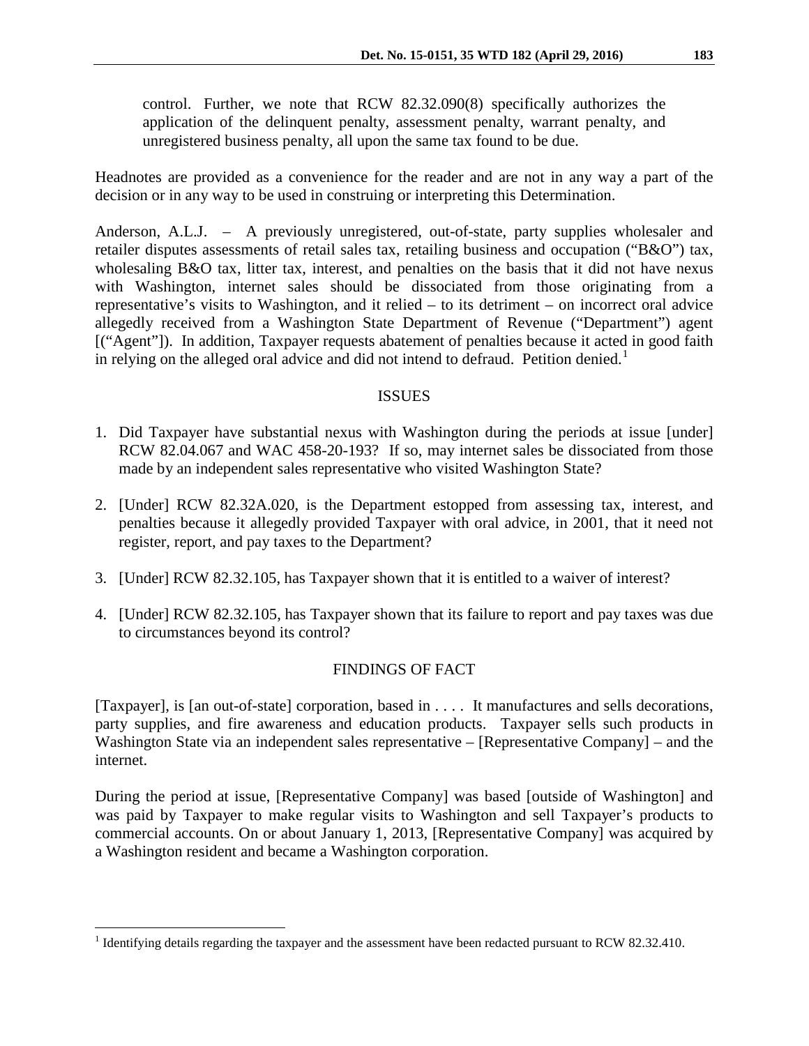control. Further, we note that RCW 82.32.090(8) specifically authorizes the application of the delinquent penalty, assessment penalty, warrant penalty, and unregistered business penalty, all upon the same tax found to be due.

Headnotes are provided as a convenience for the reader and are not in any way a part of the decision or in any way to be used in construing or interpreting this Determination.

Anderson, A.L.J. – A previously unregistered, out-of-state, party supplies wholesaler and retailer disputes assessments of retail sales tax, retailing business and occupation ("B&O") tax, wholesaling B&O tax, litter tax, interest, and penalties on the basis that it did not have nexus with Washington, internet sales should be dissociated from those originating from a representative's visits to Washington, and it relied – to its detriment – on incorrect oral advice allegedly received from a Washington State Department of Revenue ("Department") agent [("Agent"]). In addition, Taxpayer requests abatement of penalties because it acted in good faith in relying on the alleged oral advice and did not intend to defraud. Petition denied.[1]

## ISSUES

1. Did Taxpayer have substantial nexus with Washington during the periods at issue [under] RCW 82.04.067 and WAC 458-20-193? If so, may internet sales be dissociated from those made by an independent sales representative who visited Washington State?
2. [Under] RCW 82.32A.020, is the Department estopped from assessing tax, interest, and penalties because it allegedly provided Taxpayer with oral advice, in 2001, that it need not register, report, and pay taxes to the Department?
3. [Under] RCW 82.32.105, has Taxpayer shown that it is entitled to a waiver of interest?
4. [Under] RCW 82.32.105, has Taxpayer shown that its failure to report and pay taxes was due to circumstances beyond its control?

## FINDINGS OF FACT

[Taxpayer], is [an out-of-state] corporation, based in . . . . It manufactures and sells decorations, party supplies, and fire awareness and education products. Taxpayer sells such products in Washington State via an independent sales representative – [Representative Company] – and the internet.

During the period at issue, [Representative Company] was based [outside of Washington] and was paid by Taxpayer to make regular visits to Washington and sell Taxpayer's products to commercial accounts. On or about January 1, 2013, [Representative Company] was acquired by a Washington resident and became a Washington corporation.

[1] Identifying details regarding the taxpayer and the assessment have been redacted pursuant to RCW 82.32.410.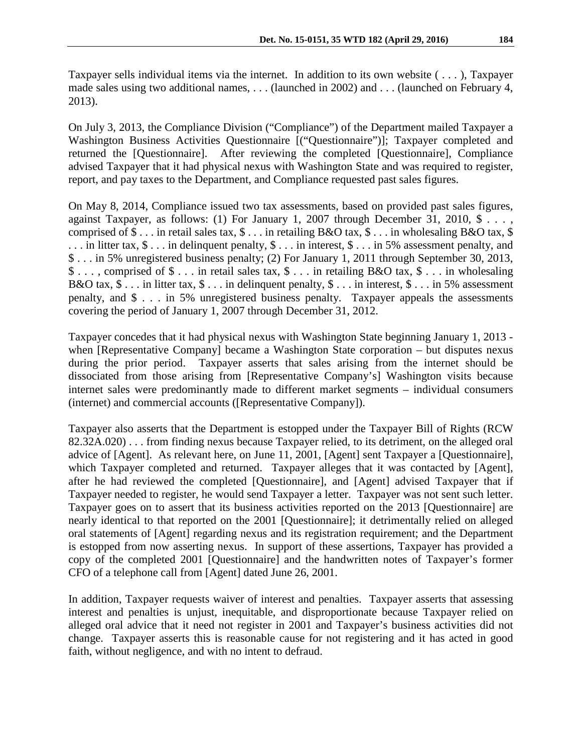Taxpayer sells individual items via the internet. In addition to its own website ( . . . ), Taxpayer made sales using two additional names, . . . (launched in 2002) and . . . (launched on February 4, 2013).

On July 3, 2013, the Compliance Division ("Compliance") of the Department mailed Taxpayer a Washington Business Activities Questionnaire [("Questionnaire")]; Taxpayer completed and returned the [Questionnaire]. After reviewing the completed [Questionnaire], Compliance advised Taxpayer that it had physical nexus with Washington State and was required to register, report, and pay taxes to the Department, and Compliance requested past sales figures.

On May 8, 2014, Compliance issued two tax assessments, based on provided past sales figures, against Taxpayer, as follows: (1) For January 1, 2007 through December 31, 2010, $ . . . , comprised of $ . . . in retail sales tax, $ . . . in retailing B&O tax, $ . . . in wholesaling B&O tax, $ . . . in litter tax, $ . . . in delinquent penalty, $ . . . in interest, $ . . . in 5% assessment penalty, and $ . . . in 5% unregistered business penalty; (2) For January 1, 2011 through September 30, 2013, $ . . . , comprised of $ . . . in retail sales tax, $ . . . in retailing B&O tax, $ . . . in wholesaling B&O tax, $ . . . in litter tax, $ . . . in delinquent penalty, $ . . . in interest, $ . . . in 5% assessment penalty, and $ . . . in 5% unregistered business penalty. Taxpayer appeals the assessments covering the period of January 1, 2007 through December 31, 2012.

Taxpayer concedes that it had physical nexus with Washington State beginning January 1, 2013 - when [Representative Company] became a Washington State corporation – but disputes nexus during the prior period. Taxpayer asserts that sales arising from the internet should be dissociated from those arising from [Representative Company's] Washington visits because internet sales were predominantly made to different market segments – individual consumers (internet) and commercial accounts ([Representative Company]).

Taxpayer also asserts that the Department is estopped under the Taxpayer Bill of Rights (RCW 82.32A.020) . . . from finding nexus because Taxpayer relied, to its detriment, on the alleged oral advice of [Agent]. As relevant here, on June 11, 2001, [Agent] sent Taxpayer a [Questionnaire], which Taxpayer completed and returned. Taxpayer alleges that it was contacted by [Agent], after he had reviewed the completed [Questionnaire], and [Agent] advised Taxpayer that if Taxpayer needed to register, he would send Taxpayer a letter. Taxpayer was not sent such letter. Taxpayer goes on to assert that its business activities reported on the 2013 [Questionnaire] are nearly identical to that reported on the 2001 [Questionnaire]; it detrimentally relied on alleged oral statements of [Agent] regarding nexus and its registration requirement; and the Department is estopped from now asserting nexus. In support of these assertions, Taxpayer has provided a copy of the completed 2001 [Questionnaire] and the handwritten notes of Taxpayer's former CFO of a telephone call from [Agent] dated June 26, 2001.

In addition, Taxpayer requests waiver of interest and penalties. Taxpayer asserts that assessing interest and penalties is unjust, inequitable, and disproportionate because Taxpayer relied on alleged oral advice that it need not register in 2001 and Taxpayer's business activities did not change. Taxpayer asserts this is reasonable cause for not registering and it has acted in good faith, without negligence, and with no intent to defraud.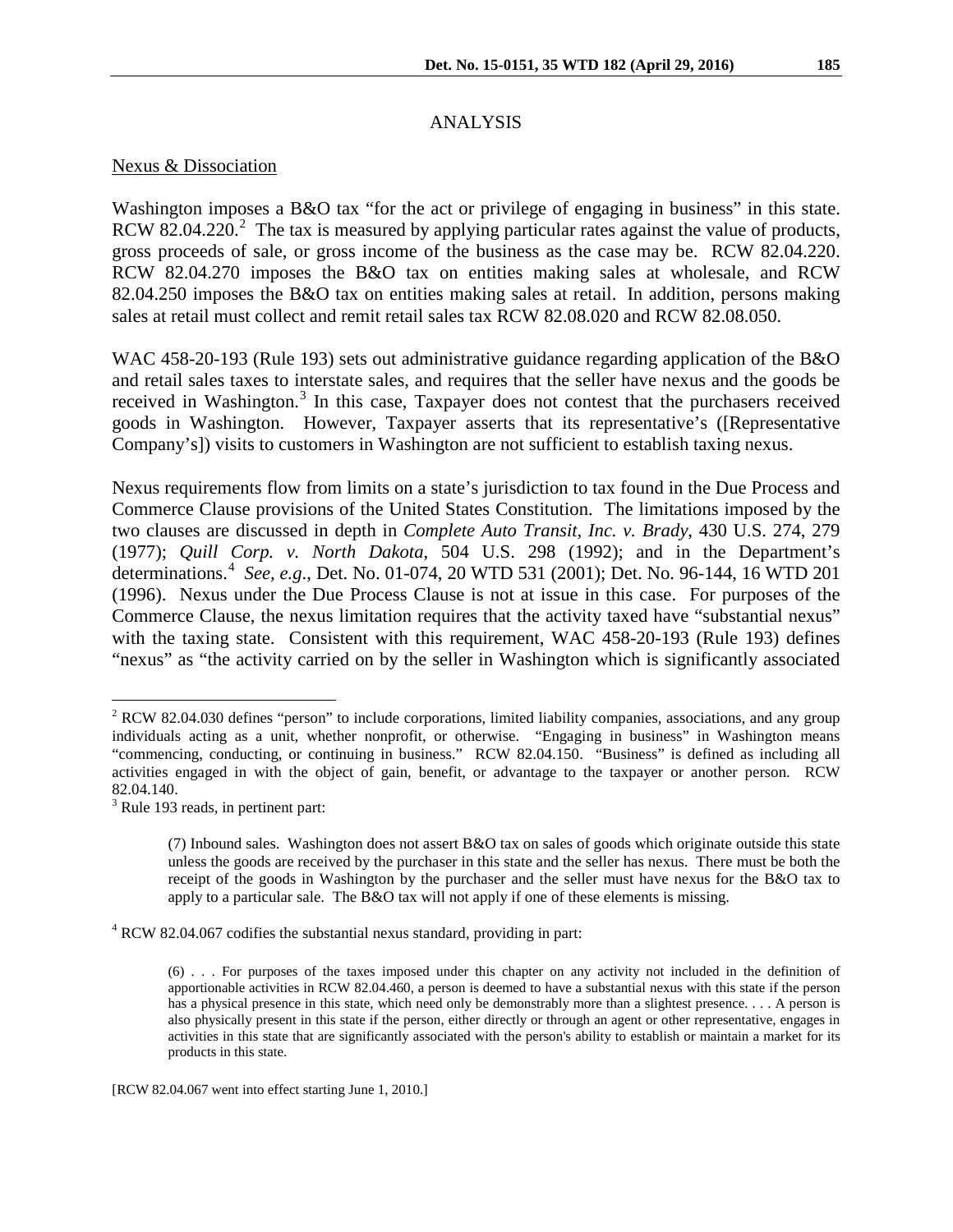## ANALYSIS

Nexus & Dissociation

Washington imposes a B&O tax "for the act or privilege of engaging in business" in this state. RCW 82.04.220.[2] The tax is measured by applying particular rates against the value of products, gross proceeds of sale, or gross income of the business as the case may be. RCW 82.04.220. RCW 82.04.270 imposes the B&O tax on entities making sales at wholesale, and RCW 82.04.250 imposes the B&O tax on entities making sales at retail. In addition, persons making sales at retail must collect and remit retail sales tax RCW 82.08.020 and RCW 82.08.050.

WAC 458-20-193 (Rule 193) sets out administrative guidance regarding application of the B&O and retail sales taxes to interstate sales, and requires that the seller have nexus and the goods be received in Washington.[3] In this case, Taxpayer does not contest that the purchasers received goods in Washington. However, Taxpayer asserts that its representative's ([Representative Company's]) visits to customers in Washington are not sufficient to establish taxing nexus.

Nexus requirements flow from limits on a state's jurisdiction to tax found in the Due Process and Commerce Clause provisions of the United States Constitution. The limitations imposed by the two clauses are discussed in depth in *Complete Auto Transit, Inc. v. Brady*, 430 U.S. 274, 279 (1977); *Quill Corp. v. North Dakota*, 504 U.S. 298 (1992); and in the Department's determinations.[4] *See, e.g.*, Det. No. 01-074, 20 WTD 531 (2001); Det. No. 96-144, 16 WTD 201 (1996). Nexus under the Due Process Clause is not at issue in this case. For purposes of the Commerce Clause, the nexus limitation requires that the activity taxed have "substantial nexus" with the taxing state. Consistent with this requirement, WAC 458-20-193 (Rule 193) defines "nexus" as "the activity carried on by the seller in Washington which is significantly associated

---

[2] RCW 82.04.030 defines "person" to include corporations, limited liability companies, associations, and any group individuals acting as a unit, whether nonprofit, or otherwise. "Engaging in business" in Washington means "commencing, conducting, or continuing in business." RCW 82.04.150. "Business" is defined as including all activities engaged in with the object of gain, benefit, or advantage to the taxpayer or another person. RCW 82.04.140.

[3] Rule 193 reads, in pertinent part:

> (7) Inbound sales. Washington does not assert B&O tax on sales of goods which originate outside this state unless the goods are received by the purchaser in this state and the seller has nexus. There must be both the receipt of the goods in Washington by the purchaser and the seller must have nexus for the B&O tax to apply to a particular sale. The B&O tax will not apply if one of these elements is missing.

[4] RCW 82.04.067 codifies the substantial nexus standard, providing in part:

> (6) . . . For purposes of the taxes imposed under this chapter on any activity not included in the definition of apportionable activities in RCW 82.04.460, a person is deemed to have a substantial nexus with this state if the person has a physical presence in this state, which need only be demonstrably more than a slightest presence. . . . A person is also physically present in this state if the person, either directly or through an agent or other representative, engages in activities in this state that are significantly associated with the person's ability to establish or maintain a market for its products in this state.

[RCW 82.04.067 went into effect starting June 1, 2010.]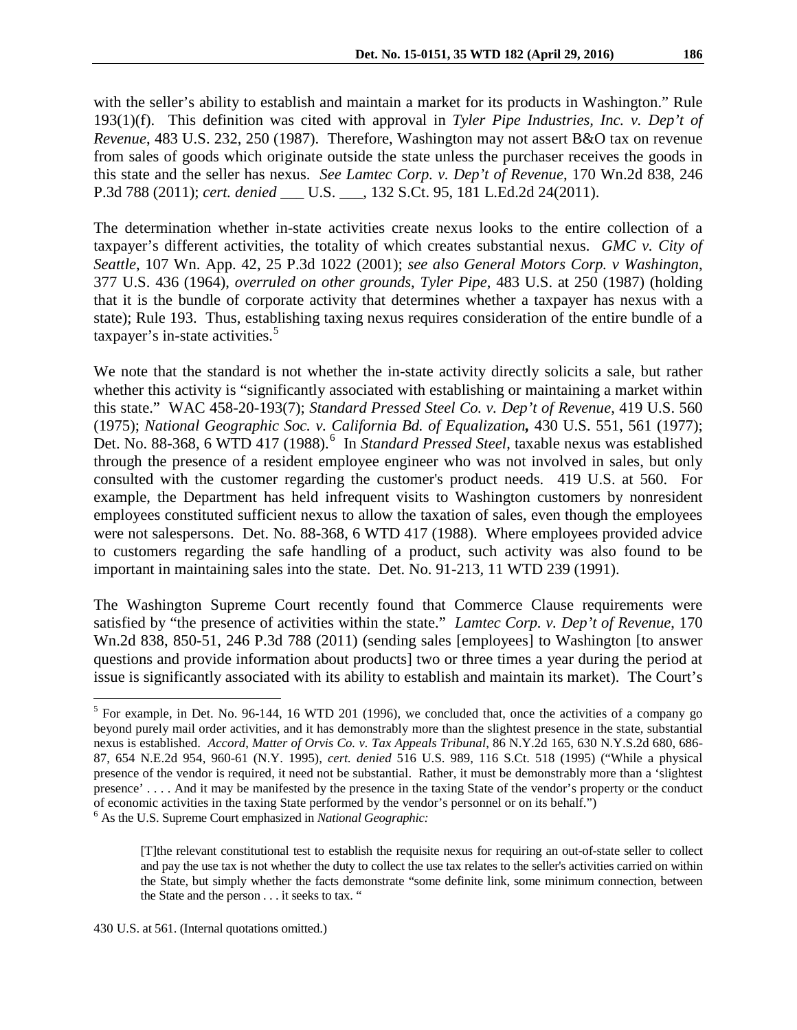with the seller's ability to establish and maintain a market for its products in Washington." Rule 193(1)(f). This definition was cited with approval in *Tyler Pipe Industries, Inc. v. Dep't of Revenue*, 483 U.S. 232, 250 (1987). Therefore, Washington may not assert B&O tax on revenue from sales of goods which originate outside the state unless the purchaser receives the goods in this state and the seller has nexus. *See Lamtec Corp. v. Dep't of Revenue*, 170 Wn.2d 838, 246 P.3d 788 (2011); *cert. denied* ___ U.S. ___, 132 S.Ct. 95, 181 L.Ed.2d 24(2011).

The determination whether in-state activities create nexus looks to the entire collection of a taxpayer's different activities, the totality of which creates substantial nexus. *GMC v. City of Seattle*, 107 Wn. App. 42, 25 P.3d 1022 (2001); *see also General Motors Corp. v Washington*, 377 U.S. 436 (1964), *overruled on other grounds*, *Tyler Pipe*, 483 U.S. at 250 (1987) (holding that it is the bundle of corporate activity that determines whether a taxpayer has nexus with a state); Rule 193. Thus, establishing taxing nexus requires consideration of the entire bundle of a taxpayer's in-state activities.[5]

We note that the standard is not whether the in-state activity directly solicits a sale, but rather whether this activity is "significantly associated with establishing or maintaining a market within this state." WAC 458-20-193(7); *Standard Pressed Steel Co. v. Dep't of Revenue*, 419 U.S. 560 (1975); *National Geographic Soc. v. California Bd. of Equalization***,** 430 U.S. 551, 561 (1977); Det. No. 88-368, 6 WTD 417 (1988).[6] In *Standard Pressed Steel*, taxable nexus was established through the presence of a resident employee engineer who was not involved in sales, but only consulted with the customer regarding the customer's product needs. 419 U.S. at 560. For example, the Department has held infrequent visits to Washington customers by nonresident employees constituted sufficient nexus to allow the taxation of sales, even though the employees were not salespersons. Det. No. 88-368, 6 WTD 417 (1988). Where employees provided advice to customers regarding the safe handling of a product, such activity was also found to be important in maintaining sales into the state. Det. No. 91-213, 11 WTD 239 (1991).

The Washington Supreme Court recently found that Commerce Clause requirements were satisfied by "the presence of activities within the state." *Lamtec Corp. v. Dep't of Revenue*, 170 Wn.2d 838, 850-51, 246 P.3d 788 (2011) (sending sales [employees] to Washington [to answer questions and provide information about products] two or three times a year during the period at issue is significantly associated with its ability to establish and maintain its market). The Court's

---

[5] For example, in Det. No. 96-144, 16 WTD 201 (1996), we concluded that, once the activities of a company go beyond purely mail order activities, and it has demonstrably more than the slightest presence in the state, substantial nexus is established. *Accord*, *Matter of Orvis Co. v. Tax Appeals Tribunal*, 86 N.Y.2d 165, 630 N.Y.S.2d 680, 686-87, 654 N.E.2d 954, 960-61 (N.Y. 1995), *cert. denied* 516 U.S. 989, 116 S.Ct. 518 (1995) ("While a physical presence of the vendor is required, it need not be substantial. Rather, it must be demonstrably more than a 'slightest presence' . . . . And it may be manifested by the presence in the taxing State of the vendor's property or the conduct of economic activities in the taxing State performed by the vendor's personnel or on its behalf.")

[6] As the U.S. Supreme Court emphasized in *National Geographic:*

> [T]the relevant constitutional test to establish the requisite nexus for requiring an out-of-state seller to collect and pay the use tax is not whether the duty to collect the use tax relates to the seller's activities carried on within the State, but simply whether the facts demonstrate "some definite link, some minimum connection, between the State and the person . . . it seeks to tax. "

430 U.S. at 561. (Internal quotations omitted.)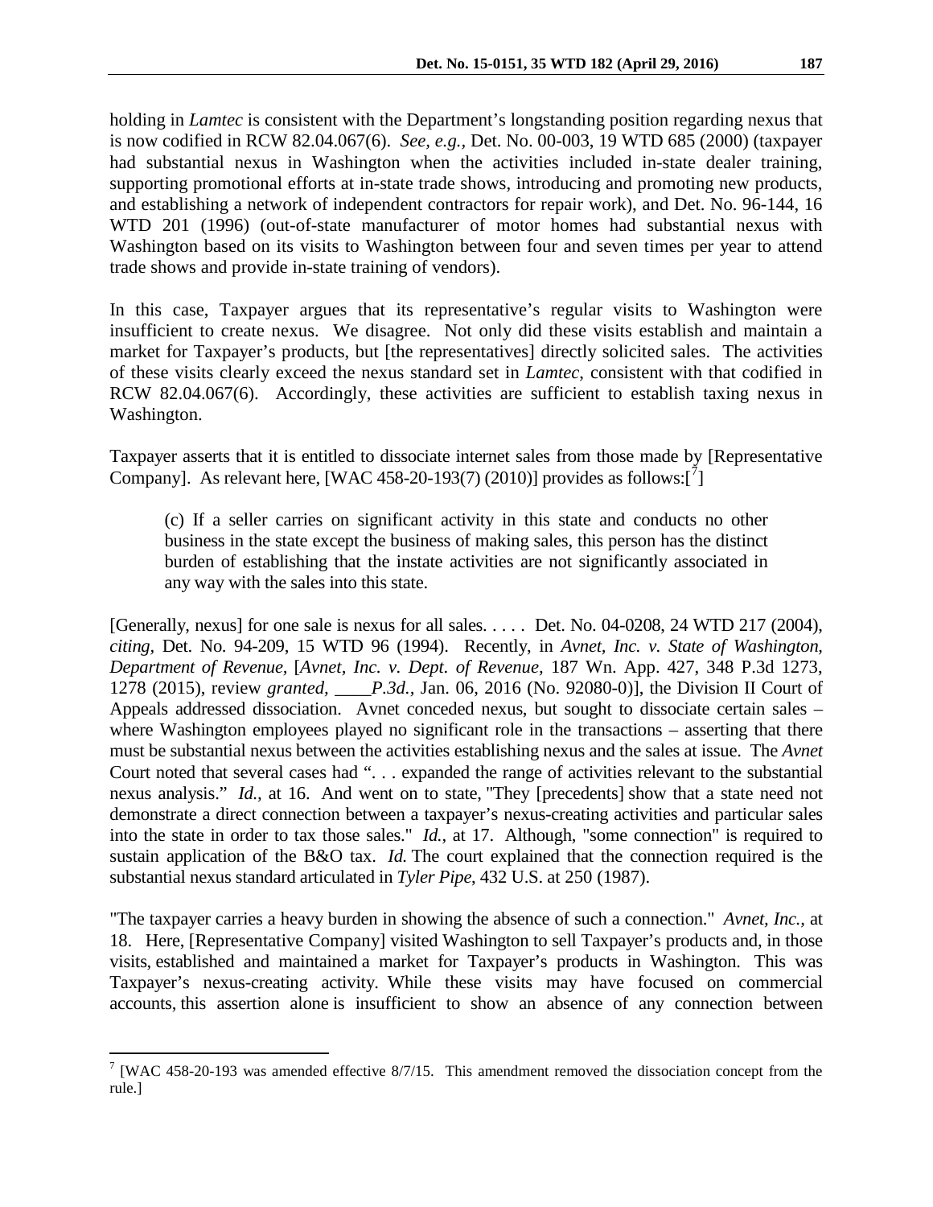holding in *Lamtec* is consistent with the Department's longstanding position regarding nexus that is now codified in RCW 82.04.067(6). *See, e.g.*, Det. No. 00-003, 19 WTD 685 (2000) (taxpayer had substantial nexus in Washington when the activities included in-state dealer training, supporting promotional efforts at in-state trade shows, introducing and promoting new products, and establishing a network of independent contractors for repair work), and Det. No. 96-144, 16 WTD 201 (1996) (out-of-state manufacturer of motor homes had substantial nexus with Washington based on its visits to Washington between four and seven times per year to attend trade shows and provide in-state training of vendors).

In this case, Taxpayer argues that its representative's regular visits to Washington were insufficient to create nexus. We disagree. Not only did these visits establish and maintain a market for Taxpayer's products, but [the representatives] directly solicited sales. The activities of these visits clearly exceed the nexus standard set in *Lamtec*, consistent with that codified in RCW 82.04.067(6). Accordingly, these activities are sufficient to establish taxing nexus in Washington.

Taxpayer asserts that it is entitled to dissociate internet sales from those made by [Representative Company]. As relevant here, [WAC 458-20-193(7) (2010)] provides as follows:[7]

> (c) If a seller carries on significant activity in this state and conducts no other business in the state except the business of making sales, this person has the distinct burden of establishing that the instate activities are not significantly associated in any way with the sales into this state.

[Generally, nexus] for one sale is nexus for all sales. . . . . Det. No. 04-0208, 24 WTD 217 (2004), *citing*, Det. No. 94-209, 15 WTD 96 (1994). Recently, in *Avnet, Inc. v. State of Washington, Department of Revenue*, [*Avnet, Inc. v. Dept. of Revenue*, 187 Wn. App. 427, 348 P.3d 1273, 1278 (2015), review *granted*, ____*P.3d.,* Jan. 06, 2016 (No. 92080-0)], the Division II Court of Appeals addressed dissociation. Avnet conceded nexus, but sought to dissociate certain sales – where Washington employees played no significant role in the transactions – asserting that there must be substantial nexus between the activities establishing nexus and the sales at issue. The *Avnet* Court noted that several cases had ". . . expanded the range of activities relevant to the substantial nexus analysis." *Id.*, at 16. And went on to state, "They [precedents] show that a state need not demonstrate a direct connection between a taxpayer's nexus-creating activities and particular sales into the state in order to tax those sales." *Id.*, at 17. Although, "some connection" is required to sustain application of the B&O tax. *Id.* The court explained that the connection required is the substantial nexus standard articulated in *Tyler Pipe*, 432 U.S. at 250 (1987).

"The taxpayer carries a heavy burden in showing the absence of such a connection." *Avnet, Inc.,* at 18. Here, [Representative Company] visited Washington to sell Taxpayer's products and, in those visits, established and maintained a market for Taxpayer's products in Washington. This was Taxpayer's nexus-creating activity. While these visits may have focused on commercial accounts, this assertion alone is insufficient to show an absence of any connection between

---

[7] [WAC 458-20-193 was amended effective 8/7/15. This amendment removed the dissociation concept from the rule.]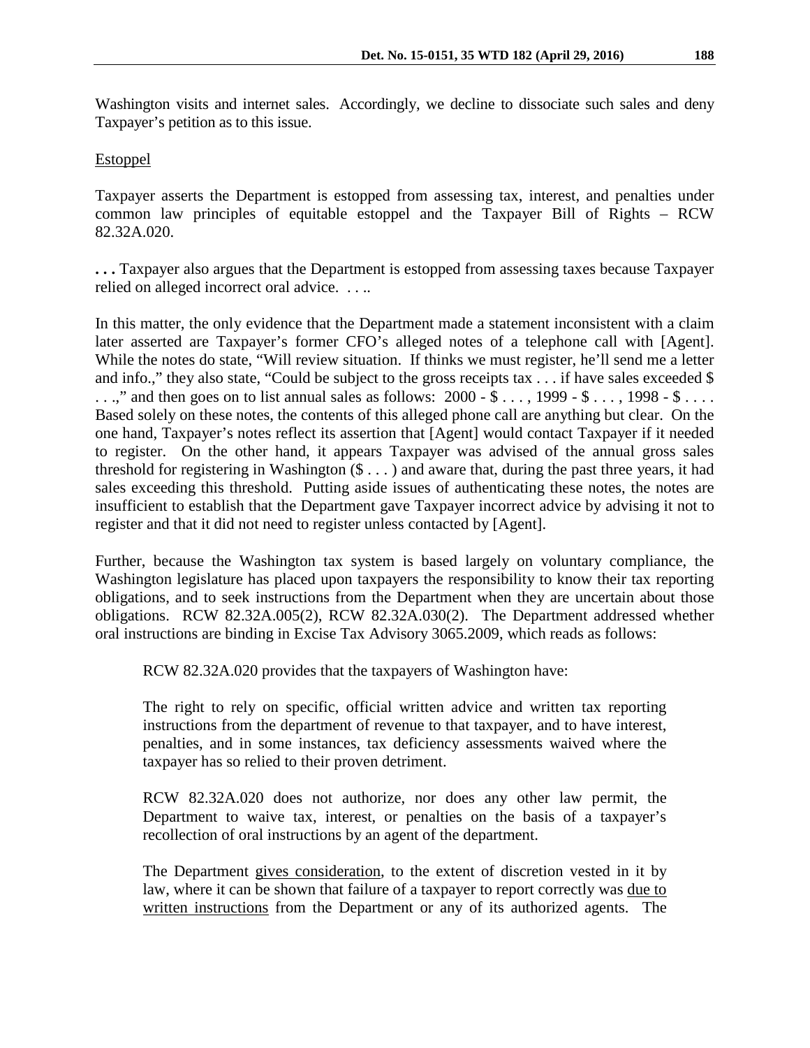Washington visits and internet sales. Accordingly, we decline to dissociate such sales and deny Taxpayer's petition as to this issue.

Estoppel

Taxpayer asserts the Department is estopped from assessing tax, interest, and penalties under common law principles of equitable estoppel and the Taxpayer Bill of Rights – RCW 82.32A.020.

**. . .** Taxpayer also argues that the Department is estopped from assessing taxes because Taxpayer relied on alleged incorrect oral advice. . . ..

In this matter, the only evidence that the Department made a statement inconsistent with a claim later asserted are Taxpayer's former CFO's alleged notes of a telephone call with [Agent]. While the notes do state, "Will review situation. If thinks we must register, he'll send me a letter and info.," they also state, "Could be subject to the gross receipts tax . . . if have sales exceeded $ . . .," and then goes on to list annual sales as follows: 2000 - $ . . . , 1999 - $ . . . , 1998 - $ . . . . Based solely on these notes, the contents of this alleged phone call are anything but clear. On the one hand, Taxpayer's notes reflect its assertion that [Agent] would contact Taxpayer if it needed to register. On the other hand, it appears Taxpayer was advised of the annual gross sales threshold for registering in Washington ($ . . . ) and aware that, during the past three years, it had sales exceeding this threshold. Putting aside issues of authenticating these notes, the notes are insufficient to establish that the Department gave Taxpayer incorrect advice by advising it not to register and that it did not need to register unless contacted by [Agent].

Further, because the Washington tax system is based largely on voluntary compliance, the Washington legislature has placed upon taxpayers the responsibility to know their tax reporting obligations, and to seek instructions from the Department when they are uncertain about those obligations. RCW 82.32A.005(2), RCW 82.32A.030(2). The Department addressed whether oral instructions are binding in Excise Tax Advisory 3065.2009, which reads as follows:

> RCW 82.32A.020 provides that the taxpayers of Washington have:
>
> The right to rely on specific, official written advice and written tax reporting instructions from the department of revenue to that taxpayer, and to have interest, penalties, and in some instances, tax deficiency assessments waived where the taxpayer has so relied to their proven detriment.
>
> RCW 82.32A.020 does not authorize, nor does any other law permit, the Department to waive tax, interest, or penalties on the basis of a taxpayer's recollection of oral instructions by an agent of the department.
>
> The Department <u>gives consideration</u>, to the extent of discretion vested in it by law, where it can be shown that failure of a taxpayer to report correctly was <u>due to written instructions</u> from the Department or any of its authorized agents. The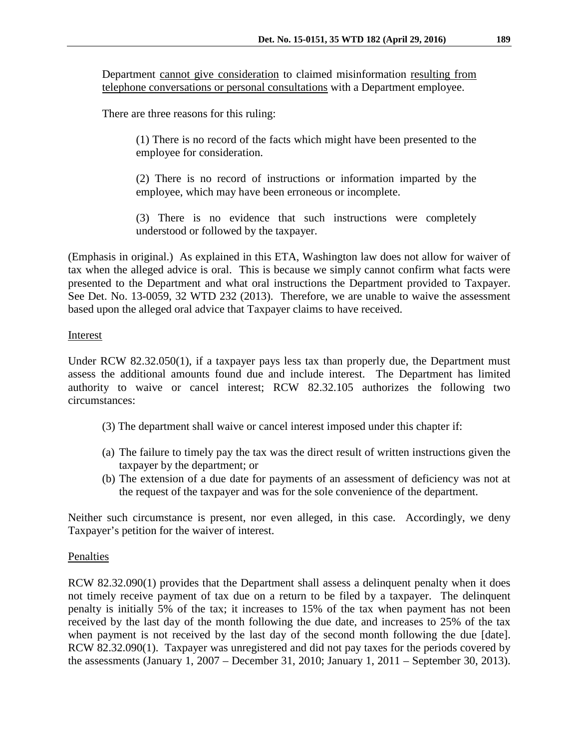> Department <u>cannot give consideration</u> to claimed misinformation <u>resulting from telephone conversations or personal consultations</u> with a Department employee.
>
> There are three reasons for this ruling:
>
> > (1) There is no record of the facts which might have been presented to the employee for consideration.
> >
> > (2) There is no record of instructions or information imparted by the employee, which may have been erroneous or incomplete.
> >
> > (3) There is no evidence that such instructions were completely understood or followed by the taxpayer.

(Emphasis in original.) As explained in this ETA, Washington law does not allow for waiver of tax when the alleged advice is oral. This is because we simply cannot confirm what facts were presented to the Department and what oral instructions the Department provided to Taxpayer. See Det. No. 13-0059, 32 WTD 232 (2013). Therefore, we are unable to waive the assessment based upon the alleged oral advice that Taxpayer claims to have received.

<u>Interest</u>

Under RCW 82.32.050(1), if a taxpayer pays less tax than properly due, the Department must assess the additional amounts found due and include interest. The Department has limited authority to waive or cancel interest; RCW 82.32.105 authorizes the following two circumstances:

> (3) The department shall waive or cancel interest imposed under this chapter if:
>
> (a) The failure to timely pay the tax was the direct result of written instructions given the taxpayer by the department; or
> (b) The extension of a due date for payments of an assessment of deficiency was not at the request of the taxpayer and was for the sole convenience of the department.

Neither such circumstance is present, nor even alleged, in this case. Accordingly, we deny Taxpayer's petition for the waiver of interest.

<u>Penalties</u>

RCW 82.32.090(1) provides that the Department shall assess a delinquent penalty when it does not timely receive payment of tax due on a return to be filed by a taxpayer. The delinquent penalty is initially 5% of the tax; it increases to 15% of the tax when payment has not been received by the last day of the month following the due date, and increases to 25% of the tax when payment is not received by the last day of the second month following the due [date]. RCW 82.32.090(1). Taxpayer was unregistered and did not pay taxes for the periods covered by the assessments (January 1, 2007 – December 31, 2010; January 1, 2011 – September 30, 2013).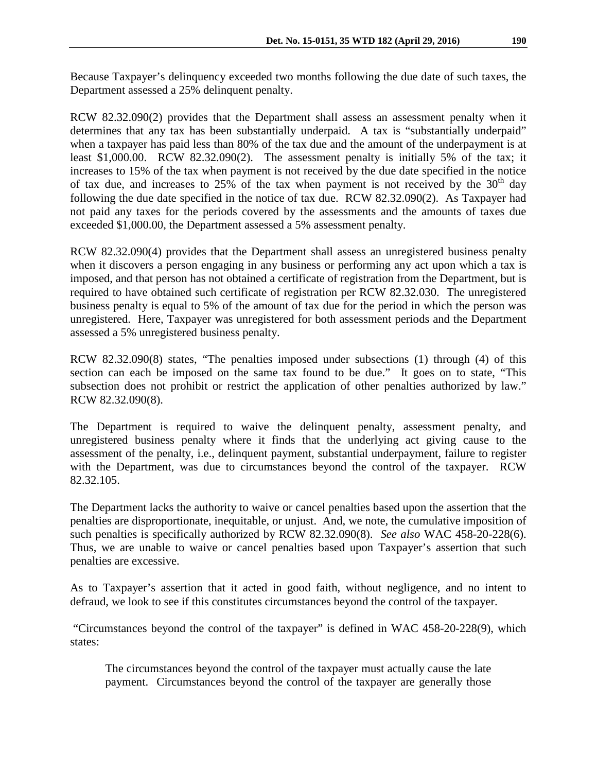Because Taxpayer's delinquency exceeded two months following the due date of such taxes, the Department assessed a 25% delinquent penalty.

RCW 82.32.090(2) provides that the Department shall assess an assessment penalty when it determines that any tax has been substantially underpaid. A tax is "substantially underpaid" when a taxpayer has paid less than 80% of the tax due and the amount of the underpayment is at least $1,000.00. RCW 82.32.090(2). The assessment penalty is initially 5% of the tax; it increases to 15% of the tax when payment is not received by the due date specified in the notice of tax due, and increases to 25% of the tax when payment is not received by the 30th day following the due date specified in the notice of tax due. RCW 82.32.090(2). As Taxpayer had not paid any taxes for the periods covered by the assessments and the amounts of taxes due exceeded $1,000.00, the Department assessed a 5% assessment penalty.

RCW 82.32.090(4) provides that the Department shall assess an unregistered business penalty when it discovers a person engaging in any business or performing any act upon which a tax is imposed, and that person has not obtained a certificate of registration from the Department, but is required to have obtained such certificate of registration per RCW 82.32.030. The unregistered business penalty is equal to 5% of the amount of tax due for the period in which the person was unregistered. Here, Taxpayer was unregistered for both assessment periods and the Department assessed a 5% unregistered business penalty.

RCW 82.32.090(8) states, "The penalties imposed under subsections (1) through (4) of this section can each be imposed on the same tax found to be due." It goes on to state, "This subsection does not prohibit or restrict the application of other penalties authorized by law." RCW 82.32.090(8).

The Department is required to waive the delinquent penalty, assessment penalty, and unregistered business penalty where it finds that the underlying act giving cause to the assessment of the penalty, i.e., delinquent payment, substantial underpayment, failure to register with the Department, was due to circumstances beyond the control of the taxpayer. RCW 82.32.105.

The Department lacks the authority to waive or cancel penalties based upon the assertion that the penalties are disproportionate, inequitable, or unjust. And, we note, the cumulative imposition of such penalties is specifically authorized by RCW 82.32.090(8). *See also* WAC 458-20-228(6). Thus, we are unable to waive or cancel penalties based upon Taxpayer's assertion that such penalties are excessive.

As to Taxpayer's assertion that it acted in good faith, without negligence, and no intent to defraud, we look to see if this constitutes circumstances beyond the control of the taxpayer.

"Circumstances beyond the control of the taxpayer" is defined in WAC 458-20-228(9), which states:

> The circumstances beyond the control of the taxpayer must actually cause the late payment. Circumstances beyond the control of the taxpayer are generally those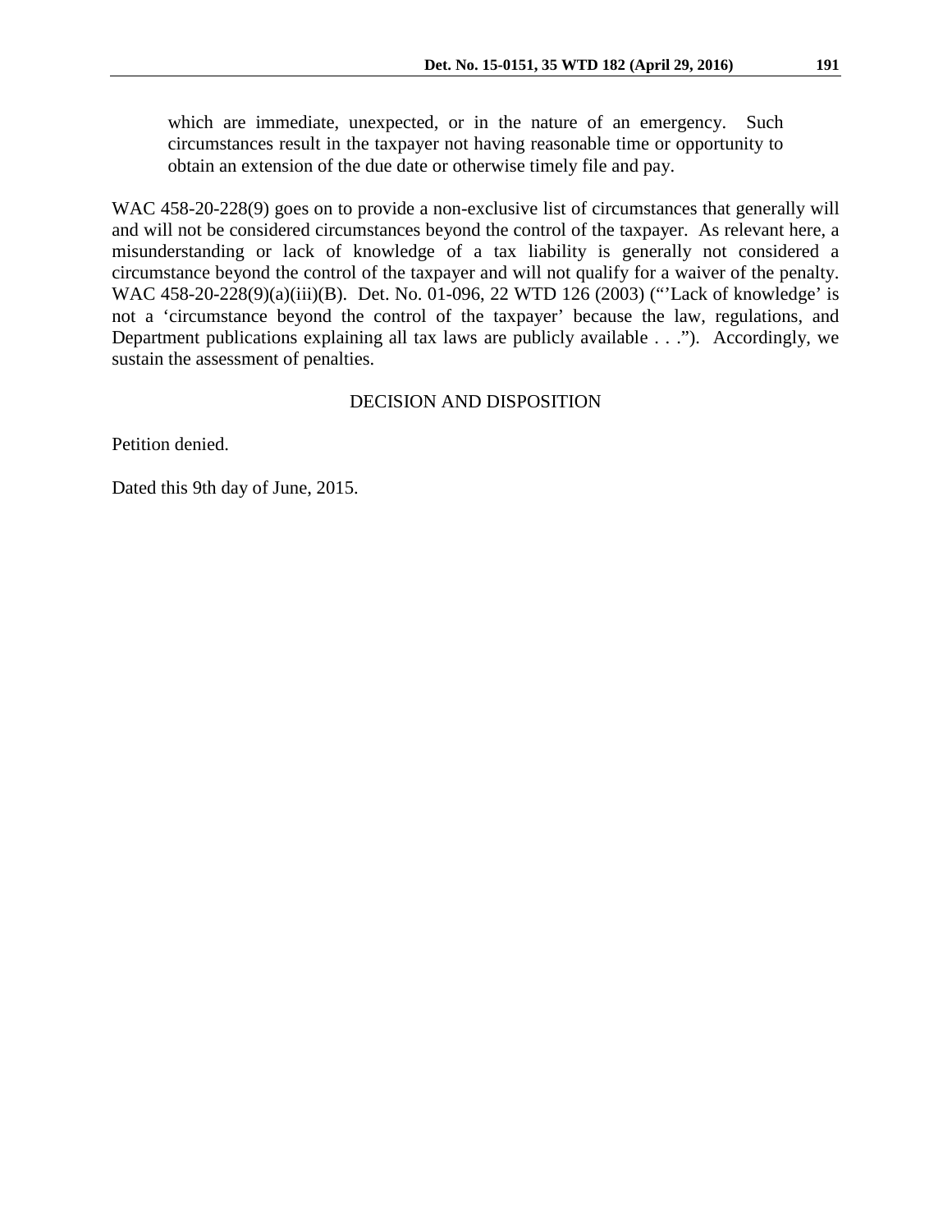> which are immediate, unexpected, or in the nature of an emergency. Such circumstances result in the taxpayer not having reasonable time or opportunity to obtain an extension of the due date or otherwise timely file and pay.

WAC 458-20-228(9) goes on to provide a non-exclusive list of circumstances that generally will and will not be considered circumstances beyond the control of the taxpayer. As relevant here, a misunderstanding or lack of knowledge of a tax liability is generally not considered a circumstance beyond the control of the taxpayer and will not qualify for a waiver of the penalty. WAC 458-20-228(9)(a)(iii)(B). Det. No. 01-096, 22 WTD 126 (2003) ("'Lack of knowledge' is not a 'circumstance beyond the control of the taxpayer' because the law, regulations, and Department publications explaining all tax laws are publicly available . . ."). Accordingly, we sustain the assessment of penalties.

## DECISION AND DISPOSITION

Petition denied.

Dated this 9th day of June, 2015.